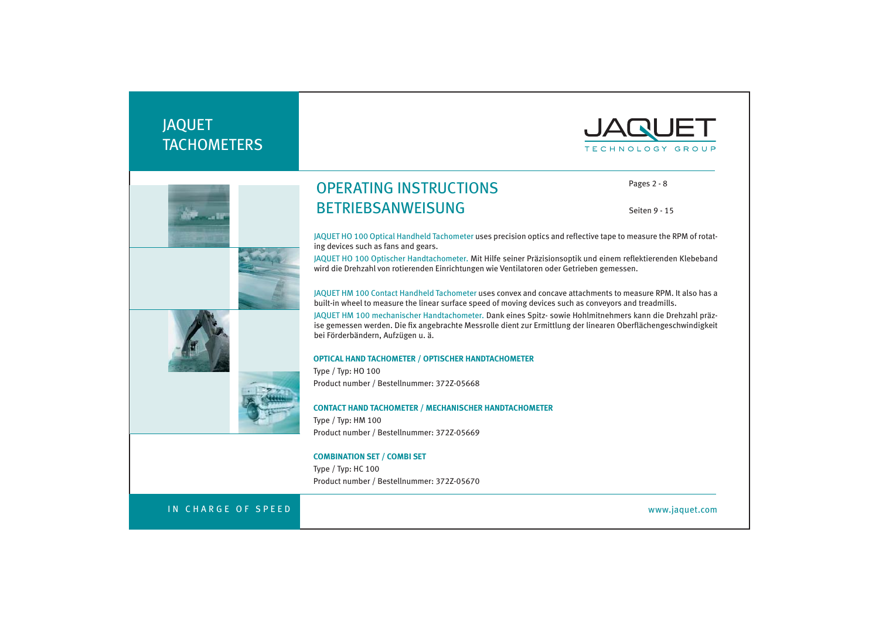# JAQUET TACHOMETERS

JAQUET
TECHNOLOGY GROUP

## OPERATING INSTRUCTIONS
## BETRIEBSANWEISUNG

Pages 2 - 8

Seiten 9 - 15

JAQUET HO 100 Optical Handheld Tachometer uses precision optics and reflective tape to measure the RPM of rotating devices such as fans and gears.

JAQUET HO 100 Optischer Handtachometer. Mit Hilfe seiner Präzisionsoptik und einem reflektierenden Klebeband wird die Drehzahl von rotierenden Einrichtungen wie Ventilatoren oder Getrieben gemessen.

JAQUET HM 100 Contact Handheld Tachometer uses convex and concave attachments to measure RPM. It also has a built-in wheel to measure the linear surface speed of moving devices such as conveyors and treadmills.

JAQUET HM 100 mechanischer Handtachometer. Dank eines Spitz- sowie Hohlmitnehmers kann die Drehzahl präzise gemessen werden. Die fix angebrachte Messrolle dient zur Ermittlung der linearen Oberflächengeschwindigkeit bei Förderbändern, Aufzügen u. ä.

**OPTICAL HAND TACHOMETER / OPTISCHER HANDTACHOMETER**

Type / Typ: HO 100

Product number / Bestellnummer: 372Z-05668

**CONTACT HAND TACHOMETER / MECHANISCHER HANDTACHOMETER**

Type / Typ: HM 100

Product number / Bestellnummer: 372Z-05669

**COMBINATION SET / COMBI SET**

Type / Typ: HC 100

Product number / Bestellnummer: 372Z-05670

IN CHARGE OF SPEED

www.jaquet.com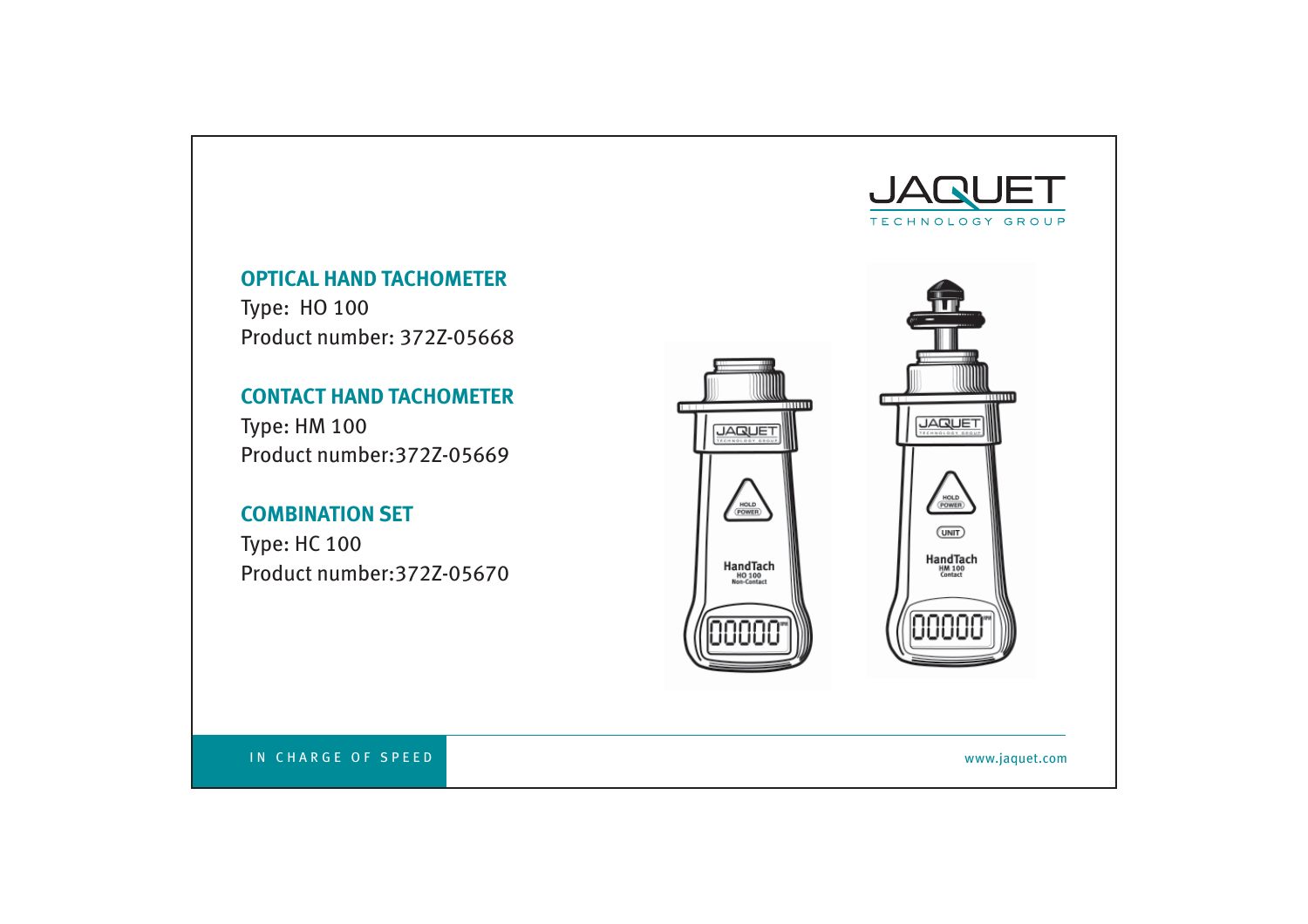JAQUET
TECHNOLOGY GROUP

## OPTICAL HAND TACHOMETER

Type:  HO 100
Product number: 372Z-05668

## CONTACT HAND TACHOMETER

Type: HM 100
Product number:372Z-05669

## COMBINATION SET

Type: HC 100
Product number:372Z-05670

IN CHARGE OF SPEED

www.jaquet.com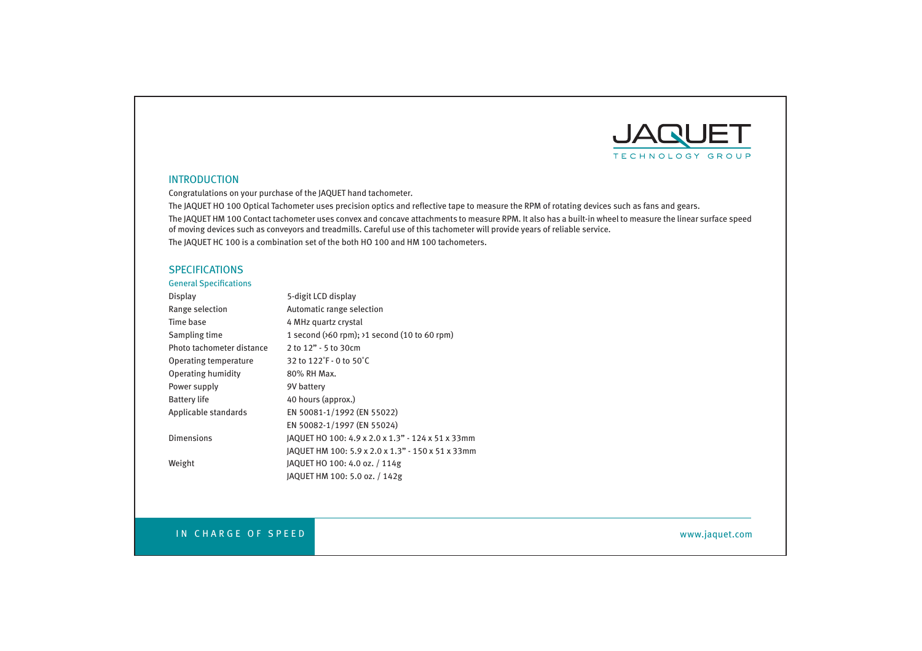## INTRODUCTION

Congratulations on your purchase of the JAQUET hand tachometer.

The JAQUET HO 100 Optical Tachometer uses precision optics and reflective tape to measure the RPM of rotating devices such as fans and gears.

The JAQUET HM 100 Contact tachometer uses convex and concave attachments to measure RPM. It also has a built-in wheel to measure the linear surface speed of moving devices such as conveyors and treadmills. Careful use of this tachometer will provide years of reliable service.

The JAQUET HC 100 is a combination set of the both HO 100 and HM 100 tachometers.

## SPECIFICATIONS

### General Specifications

| | |
|---|---|
| Display | 5-digit LCD display |
| Range selection | Automatic range selection |
| Time base | 4 MHz quartz crystal |
| Sampling time | 1 second (›60 rpm); ›1 second (10 to 60 rpm) |
| Photo tachometer distance | 2 to 12" - 5 to 30cm |
| Operating temperature | 32 to 122˚F - 0 to 50˚C |
| Operating humidity | 80% RH Max. |
| Power supply | 9V battery |
| Battery life | 40 hours (approx.) |
| Applicable standards | EN 50081-1/1992 (EN 55022)<br>EN 50082-1/1997 (EN 55024) |
| Dimensions | JAQUET HO 100: 4.9 x 2.0 x 1.3" - 124 x 51 x 33mm<br>JAQUET HM 100: 5.9 x 2.0 x 1.3" - 150 x 51 x 33mm |
| Weight | JAQUET HO 100: 4.0 oz. / 114g<br>JAQUET HM 100: 5.0 oz. / 142g |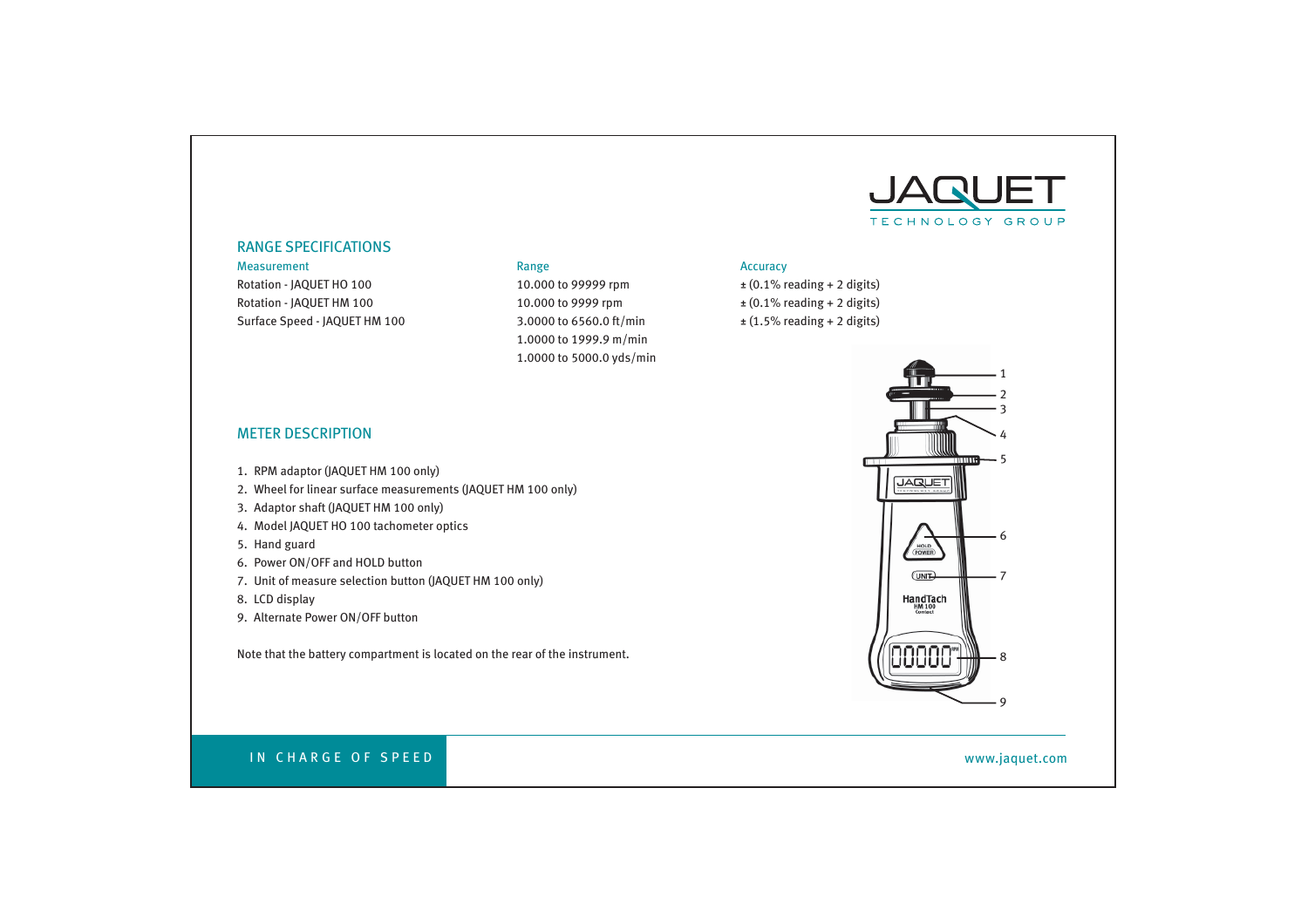## RANGE SPECIFICATIONS

| Measurement | Range | Accuracy |
| --- | --- | --- |
| Rotation - JAQUET HO 100 | 10.000 to 99999 rpm | ± (0.1% reading + 2 digits) |
| Rotation - JAQUET HM 100 | 10.000 to 9999 rpm | ± (0.1% reading + 2 digits) |
| Surface Speed - JAQUET HM 100 | 3.0000 to 6560.0 ft/min<br>1.0000 to 1999.9 m/min<br>1.0000 to 5000.0 yds/min | ± (1.5% reading + 2 digits) |

## METER DESCRIPTION

1. RPM adaptor (JAQUET HM 100 only)
2. Wheel for linear surface measurements (JAQUET HM 100 only)
3. Adaptor shaft (JAQUET HM 100 only)
4. Model JAQUET HO 100 tachometer optics
5. Hand guard
6. Power ON/OFF and HOLD button
7. Unit of measure selection button (JAQUET HM 100 only)
8. LCD display
9. Alternate Power ON/OFF button

Note that the battery compartment is located on the rear of the instrument.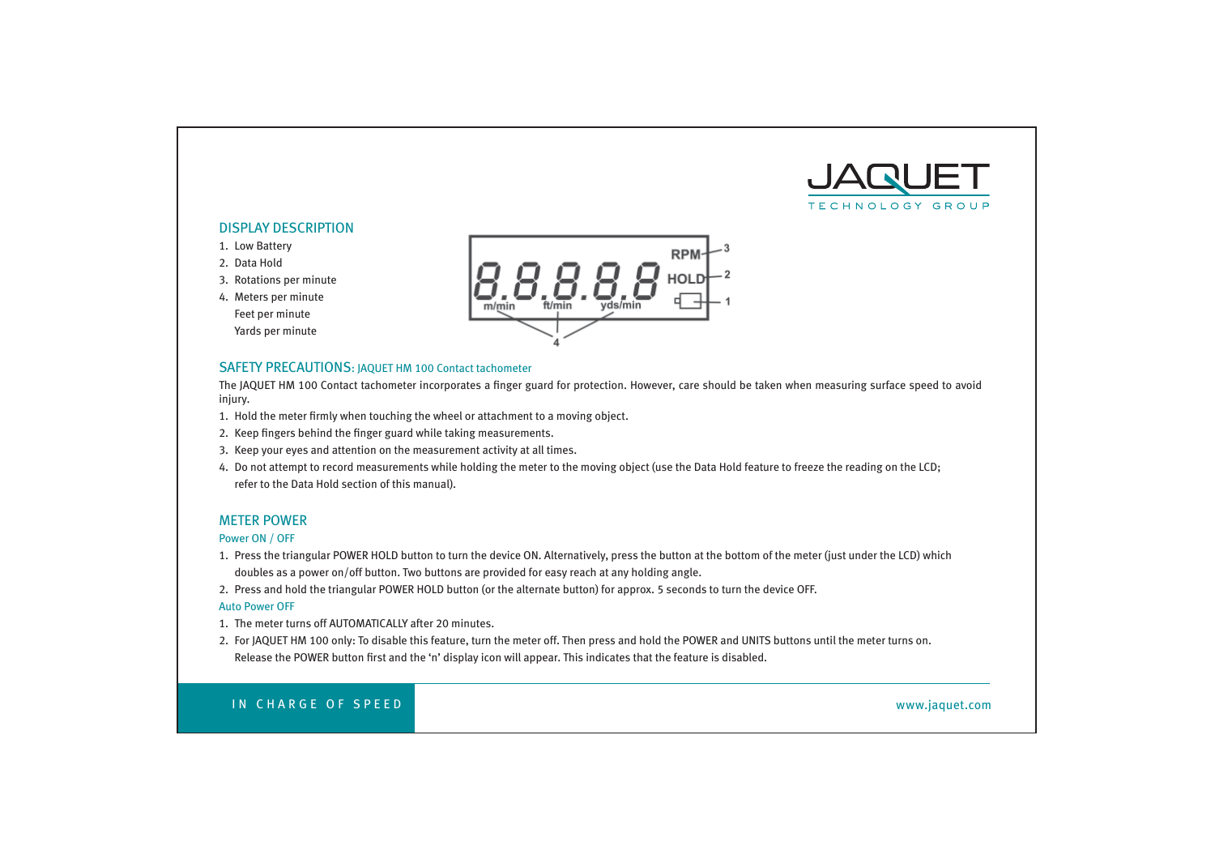## DISPLAY DESCRIPTION

1. Low Battery
2. Data Hold
3. Rotations per minute
4. Meters per minute
   Feet per minute
   Yards per minute

## SAFETY PRECAUTIONS: JAQUET HM 100 Contact tachometer

The JAQUET HM 100 Contact tachometer incorporates a finger guard for protection. However, care should be taken when measuring surface speed to avoid injury.

1. Hold the meter firmly when touching the wheel or attachment to a moving object.
2. Keep fingers behind the finger guard while taking measurements.
3. Keep your eyes and attention on the measurement activity at all times.
4. Do not attempt to record measurements while holding the meter to the moving object (use the Data Hold feature to freeze the reading on the LCD; refer to the Data Hold section of this manual).

## METER POWER

### Power ON / OFF

1. Press the triangular POWER HOLD button to turn the device ON. Alternatively, press the button at the bottom of the meter (just under the LCD) which doubles as a power on/off button. Two buttons are provided for easy reach at any holding angle.
2. Press and hold the triangular POWER HOLD button (or the alternate button) for approx. 5 seconds to turn the device OFF.

### Auto Power OFF

1. The meter turns off AUTOMATICALLY after 20 minutes.
2. For JAQUET HM 100 only: To disable this feature, turn the meter off. Then press and hold the POWER and UNITS buttons until the meter turns on. Release the POWER button first and the 'n' display icon will appear. This indicates that the feature is disabled.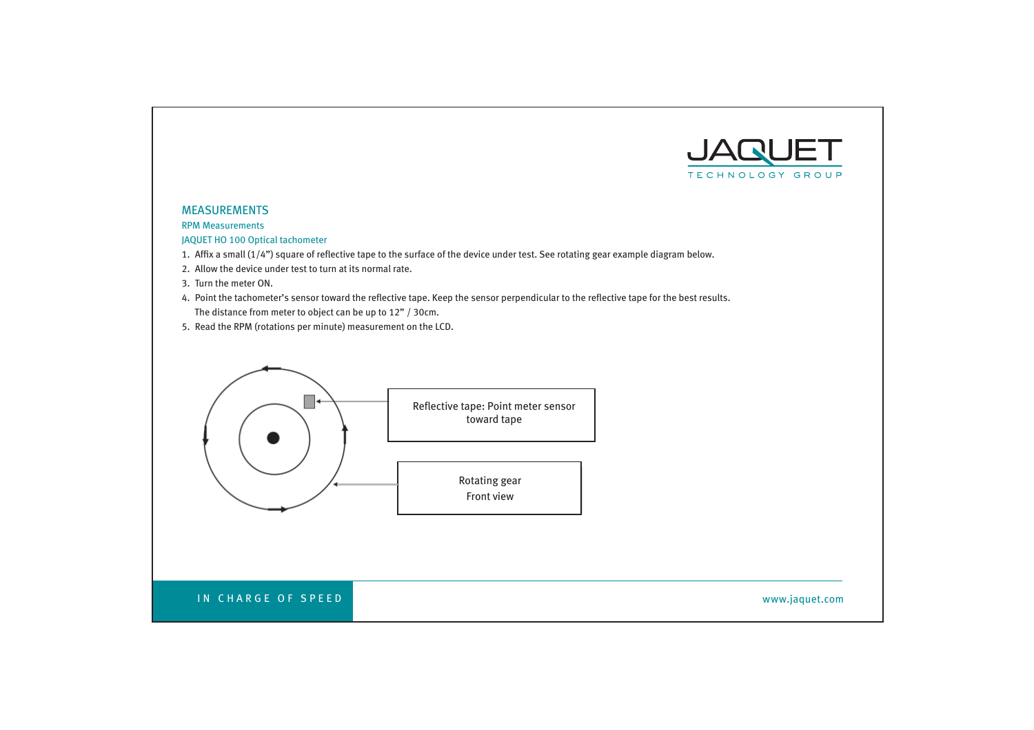## MEASUREMENTS

### RPM Measurements

### JAQUET HO 100 Optical tachometer

1. Affix a small (1/4") square of reflective tape to the surface of the device under test. See rotating gear example diagram below.
2. Allow the device under test to turn at its normal rate.
3. Turn the meter ON.
4. Point the tachometer's sensor toward the reflective tape. Keep the sensor perpendicular to the reflective tape for the best results. The distance from meter to object can be up to 12" / 30cm.
5. Read the RPM (rotations per minute) measurement on the LCD.

Reflective tape: Point meter sensor toward tape

Rotating gear Front view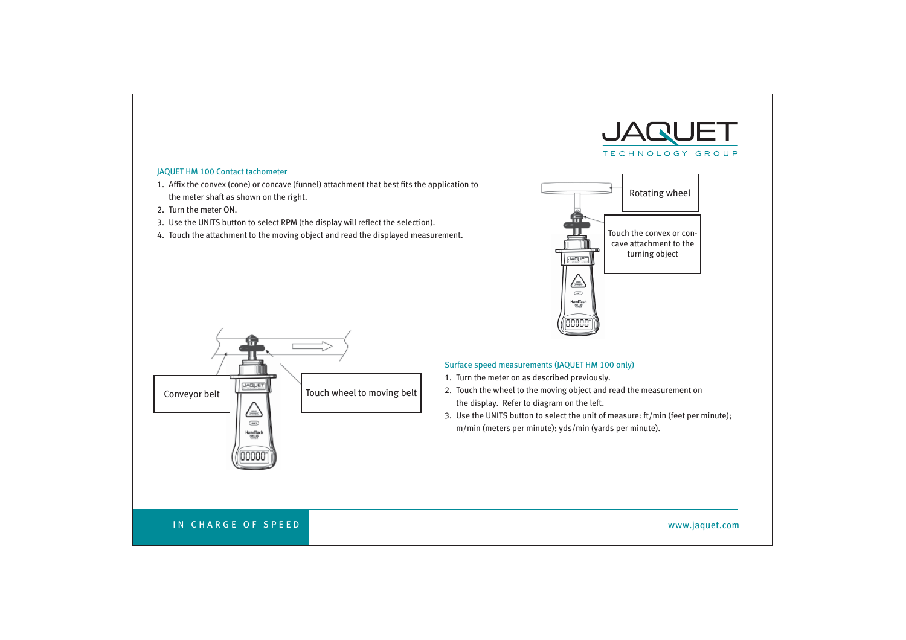## JAQUET HM 100 Contact tachometer

1. Affix the convex (cone) or concave (funnel) attachment that best fits the application to the meter shaft as shown on the right.
2. Turn the meter ON.
3. Use the UNITS button to select RPM (the display will reflect the selection).
4. Touch the attachment to the moving object and read the displayed measurement.

Rotating wheel

Touch the convex or concave attachment to the turning object

Conveyor belt

Touch wheel to moving belt

## Surface speed measurements (JAQUET HM 100 only)

1. Turn the meter on as described previously.
2. Touch the wheel to the moving object and read the measurement on the display. Refer to diagram on the left.
3. Use the UNITS button to select the unit of measure: ft/min (feet per minute); m/min (meters per minute); yds/min (yards per minute).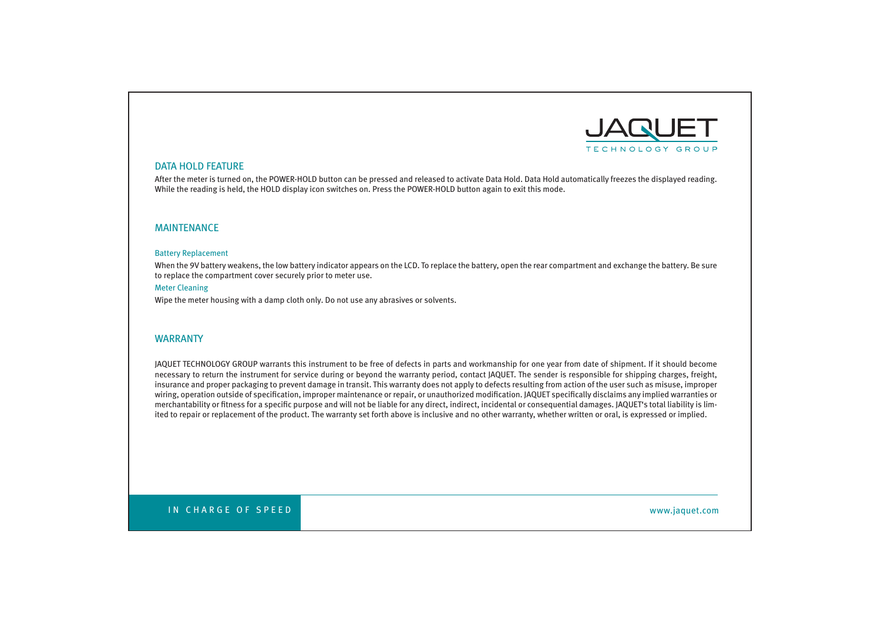## DATA HOLD FEATURE

After the meter is turned on, the POWER-HOLD button can be pressed and released to activate Data Hold. Data Hold automatically freezes the displayed reading. While the reading is held, the HOLD display icon switches on. Press the POWER-HOLD button again to exit this mode.

## MAINTENANCE

### Battery Replacement

When the 9V battery weakens, the low battery indicator appears on the LCD. To replace the battery, open the rear compartment and exchange the battery. Be sure to replace the compartment cover securely prior to meter use.

### Meter Cleaning

Wipe the meter housing with a damp cloth only. Do not use any abrasives or solvents.

## WARRANTY

JAQUET TECHNOLOGY GROUP warrants this instrument to be free of defects in parts and workmanship for one year from date of shipment. If it should become necessary to return the instrument for service during or beyond the warranty period, contact JAQUET. The sender is responsible for shipping charges, freight, insurance and proper packaging to prevent damage in transit. This warranty does not apply to defects resulting from action of the user such as misuse, improper wiring, operation outside of specification, improper maintenance or repair, or unauthorized modification. JAQUET specifically disclaims any implied warranties or merchantability or fitness for a specific purpose and will not be liable for any direct, indirect, incidental or consequential damages. JAQUET's total liability is limited to repair or replacement of the product. The warranty set forth above is inclusive and no other warranty, whether written or oral, is expressed or implied.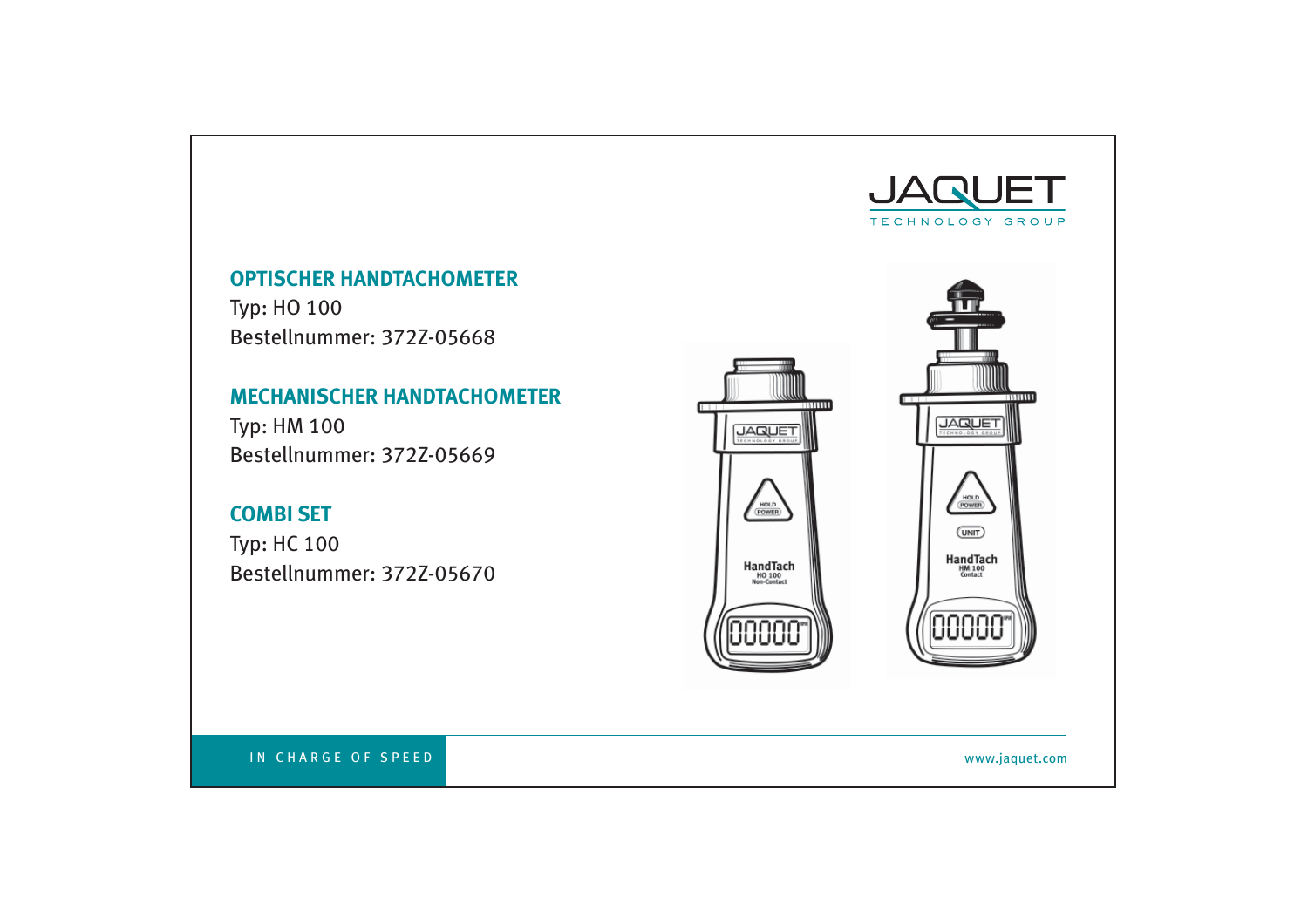## OPTISCHER HANDTACHOMETER

Typ: HO 100
Bestellnummer: 372Z-05668

## MECHANISCHER HANDTACHOMETER

Typ: HM 100
Bestellnummer: 372Z-05669

## COMBI SET

Typ: HC 100
Bestellnummer: 372Z-05670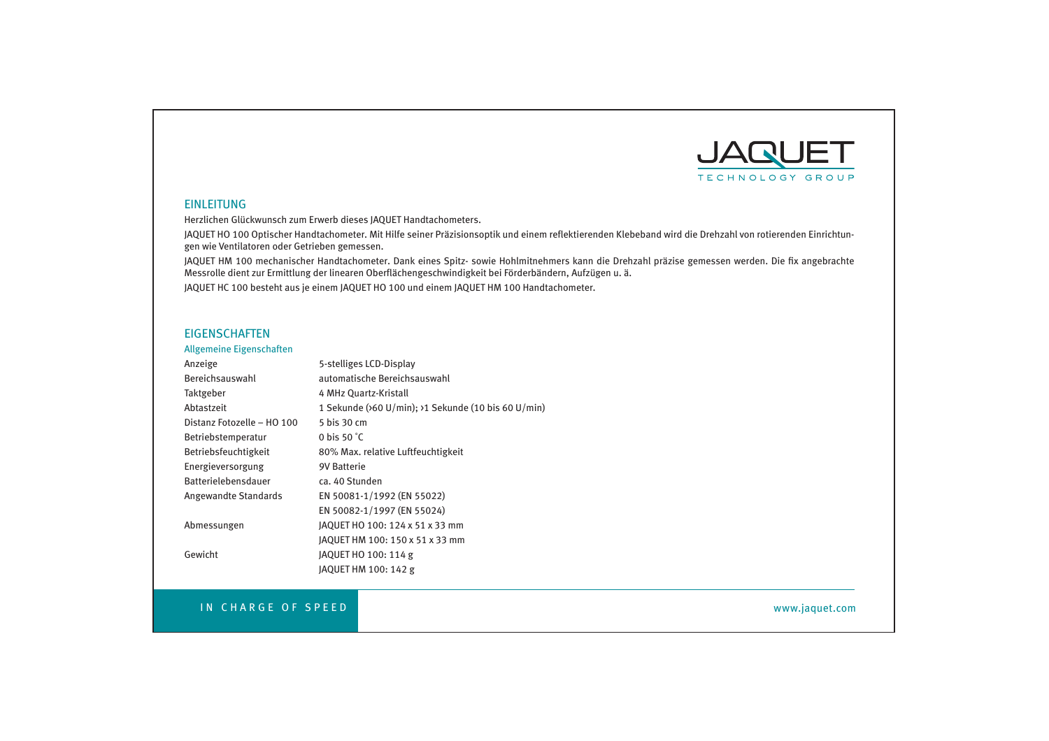## EINLEITUNG

Herzlichen Glückwunsch zum Erwerb dieses JAQUET Handtachometers.

JAQUET HO 100 Optischer Handtachometer. Mit Hilfe seiner Präzisionsoptik und einem reflektierenden Klebeband wird die Drehzahl von rotierenden Einrichtungen wie Ventilatoren oder Getrieben gemessen.

JAQUET HM 100 mechanischer Handtachometer. Dank eines Spitz- sowie Hohlmitnehmers kann die Drehzahl präzise gemessen werden. Die fix angebrachte Messrolle dient zur Ermittlung der linearen Oberflächengeschwindigkeit bei Förderbändern, Aufzügen u. ä.

JAQUET HC 100 besteht aus je einem JAQUET HO 100 und einem JAQUET HM 100 Handtachometer.

## EIGENSCHAFTEN

### Allgemeine Eigenschaften

| | |
|---|---|
| Anzeige | 5-stelliges LCD-Display |
| Bereichsauswahl | automatische Bereichsauswahl |
| Taktgeber | 4 MHz Quartz-Kristall |
| Abtastzeit | 1 Sekunde (>60 U/min); >1 Sekunde (10 bis 60 U/min) |
| Distanz Fotozelle – HO 100 | 5 bis 30 cm |
| Betriebstemperatur | 0 bis 50 °C |
| Betriebsfeuchtigkeit | 80% Max. relative Luftfeuchtigkeit |
| Energieversorgung | 9V Batterie |
| Batterielebensdauer | ca. 40 Stunden |
| Angewandte Standards | EN 50081-1/1992 (EN 55022) |
| | EN 50082-1/1997 (EN 55024) |
| Abmessungen | JAQUET HO 100: 124 x 51 x 33 mm |
| | JAQUET HM 100: 150 x 51 x 33 mm |
| Gewicht | JAQUET HO 100: 114 g |
| | JAQUET HM 100: 142 g |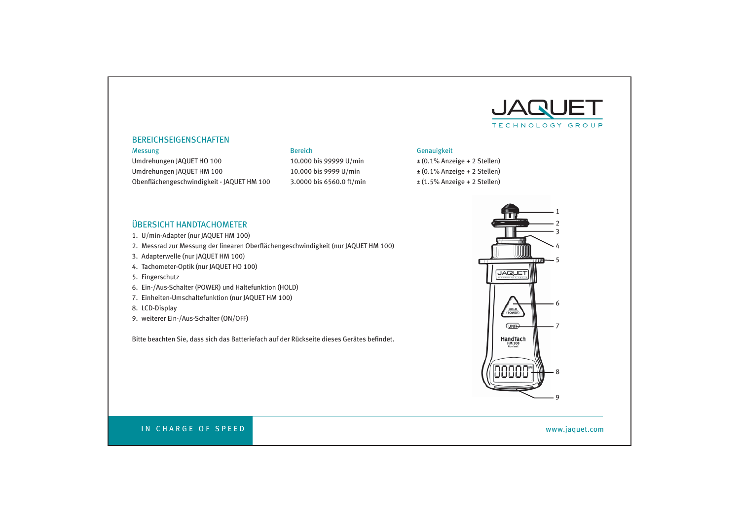## BEREICHSEIGENSCHAFTEN

| Messung | Bereich | Genauigkeit |
|---|---|---|
| Umdrehungen JAQUET HO 100 | 10.000 bis 99999 U/min | ± (0.1% Anzeige + 2 Stellen) |
| Umdrehungen JAQUET HM 100 | 10.000 bis 9999 U/min | ± (0.1% Anzeige + 2 Stellen) |
| Obenflächengeschwindigkeit - JAQUET HM 100 | 3.0000 bis 6560.0 ft/min | ± (1.5% Anzeige + 2 Stellen) |

## ÜBERSICHT HANDTACHOMETER

1. U/min-Adapter (nur JAQUET HM 100)
2. Messrad zur Messung der linearen Oberflächengeschwindigkeit (nur JAQUET HM 100)
3. Adapterwelle (nur JAQUET HM 100)
4. Tachometer-Optik (nur JAQUET HO 100)
5. Fingerschutz
6. Ein-/Aus-Schalter (POWER) und Haltefunktion (HOLD)
7. Einheiten-Umschaltefunktion (nur JAQUET HM 100)
8. LCD-Display
9. weiterer Ein-/Aus-Schalter (ON/OFF)

Bitte beachten Sie, dass sich das Batteriefach auf der Rückseite dieses Gerätes befindet.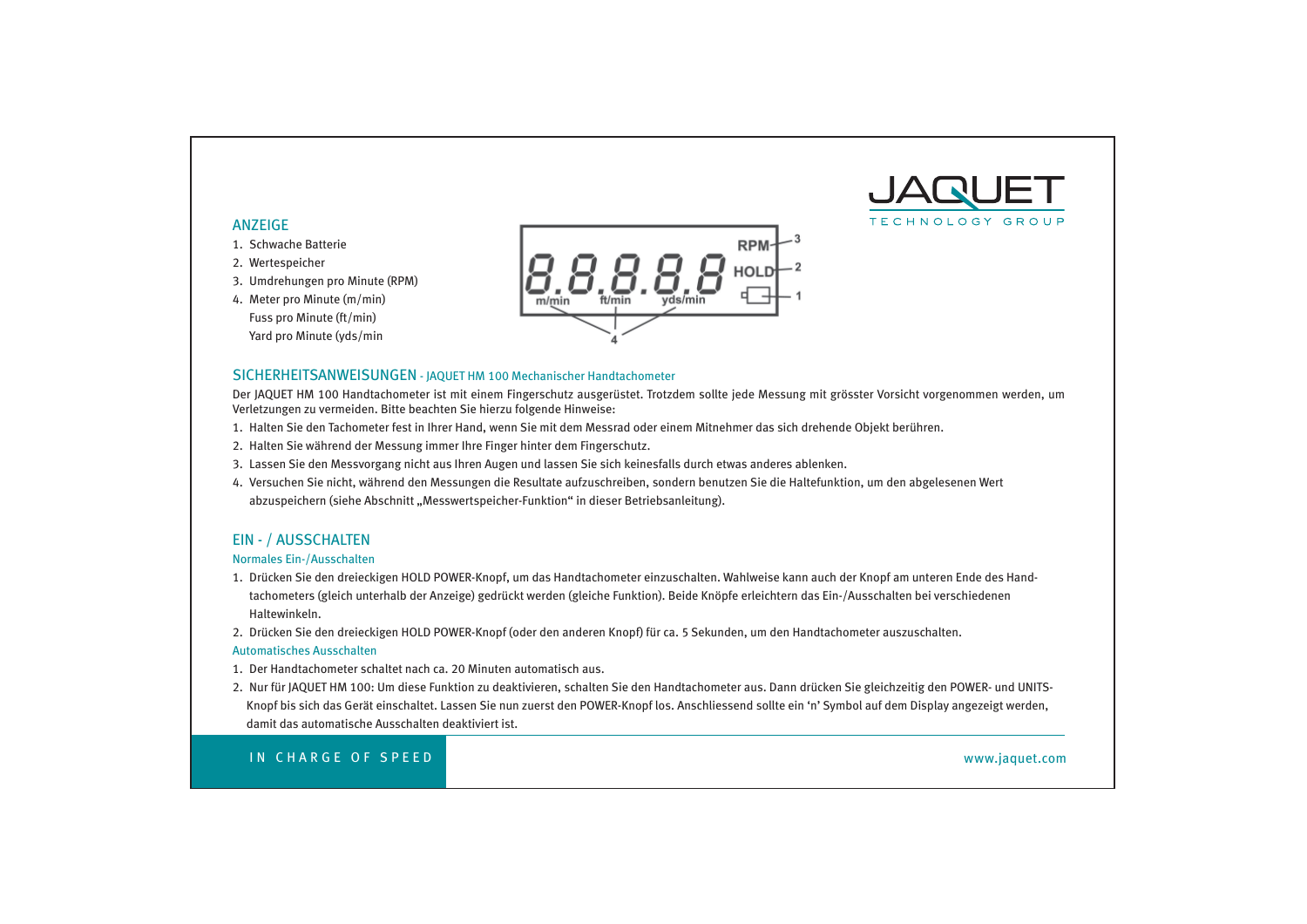## ANZEIGE

1. Schwache Batterie
2. Wertespeicher
3. Umdrehungen pro Minute (RPM)
4. Meter pro Minute (m/min)
   Fuss pro Minute (ft/min)
   Yard pro Minute (yds/min

## SICHERHEITSANWEISUNGEN - JAQUET HM 100 Mechanischer Handtachometer

Der JAQUET HM 100 Handtachometer ist mit einem Fingerschutz ausgerüstet. Trotzdem sollte jede Messung mit grösster Vorsicht vorgenommen werden, um Verletzungen zu vermeiden. Bitte beachten Sie hierzu folgende Hinweise:

1. Halten Sie den Tachometer fest in Ihrer Hand, wenn Sie mit dem Messrad oder einem Mitnehmer das sich drehende Objekt berühren.
2. Halten Sie während der Messung immer Ihre Finger hinter dem Fingerschutz.
3. Lassen Sie den Messvorgang nicht aus Ihren Augen und lassen Sie sich keinesfalls durch etwas anderes ablenken.
4. Versuchen Sie nicht, während den Messungen die Resultate aufzuschreiben, sondern benutzen Sie die Haltefunktion, um den abgelesenen Wert abzuspeichern (siehe Abschnitt „Messwertspeicher-Funktion" in dieser Betriebsanleitung).

## EIN - / AUSSCHALTEN

### Normales Ein-/Ausschalten

1. Drücken Sie den dreieckigen HOLD POWER-Knopf, um das Handtachometer einzuschalten. Wahlweise kann auch der Knopf am unteren Ende des Handtachometers (gleich unterhalb der Anzeige) gedrückt werden (gleiche Funktion). Beide Knöpfe erleichtern das Ein-/Ausschalten bei verschiedenen Haltewinkeln.
2. Drücken Sie den dreieckigen HOLD POWER-Knopf (oder den anderen Knopf) für ca. 5 Sekunden, um den Handtachometer auszuschalten.

### Automatisches Ausschalten

1. Der Handtachometer schaltet nach ca. 20 Minuten automatisch aus.
2. Nur für JAQUET HM 100: Um diese Funktion zu deaktivieren, schalten Sie den Handtachometer aus. Dann drücken Sie gleichzeitig den POWER- und UNITS-Knopf bis sich das Gerät einschaltet. Lassen Sie nun zuerst den POWER-Knopf los. Anschliessend sollte ein ‘n’ Symbol auf dem Display angezeigt werden, damit das automatische Ausschalten deaktiviert ist.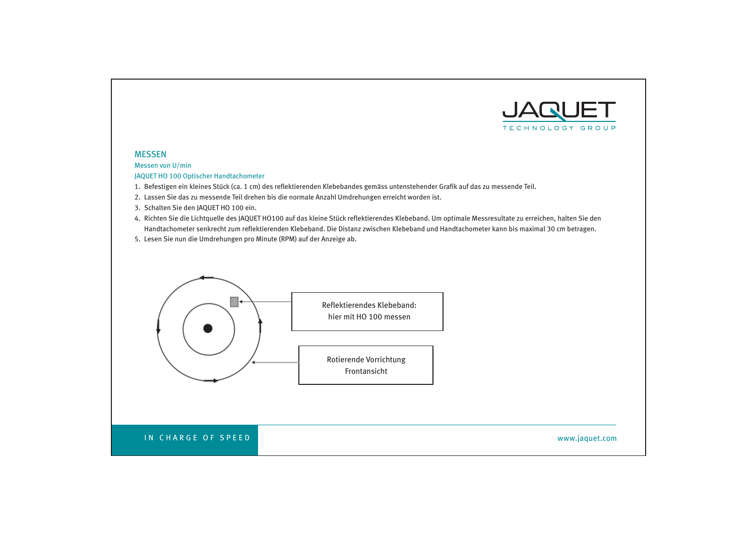## MESSEN

### Messen von U/min

### JAQUET HO 100 Optischer Handtachometer

1. Befestigen ein kleines Stück (ca. 1 cm) des reflektierenden Klebebandes gemäss untenstehender Grafik auf das zu messende Teil.
2. Lassen Sie das zu messende Teil drehen bis die normale Anzahl Umdrehungen erreicht worden ist.
3. Schalten Sie den JAQUET HO 100 ein.
4. Richten Sie die Lichtquelle des JAQUET HO100 auf das kleine Stück reflektierendes Klebeband. Um optimale Messresultate zu erreichen, halten Sie den Handtachometer senkrecht zum reflektierenden Klebeband. Die Distanz zwischen Klebeband und Handtachometer kann bis maximal 30 cm betragen.
5. Lesen Sie nun die Umdrehungen pro Minute (RPM) auf der Anzeige ab.

Reflektierendes Klebeband:
hier mit HO 100 messen

Rotierende Vorrichtung
Frontansicht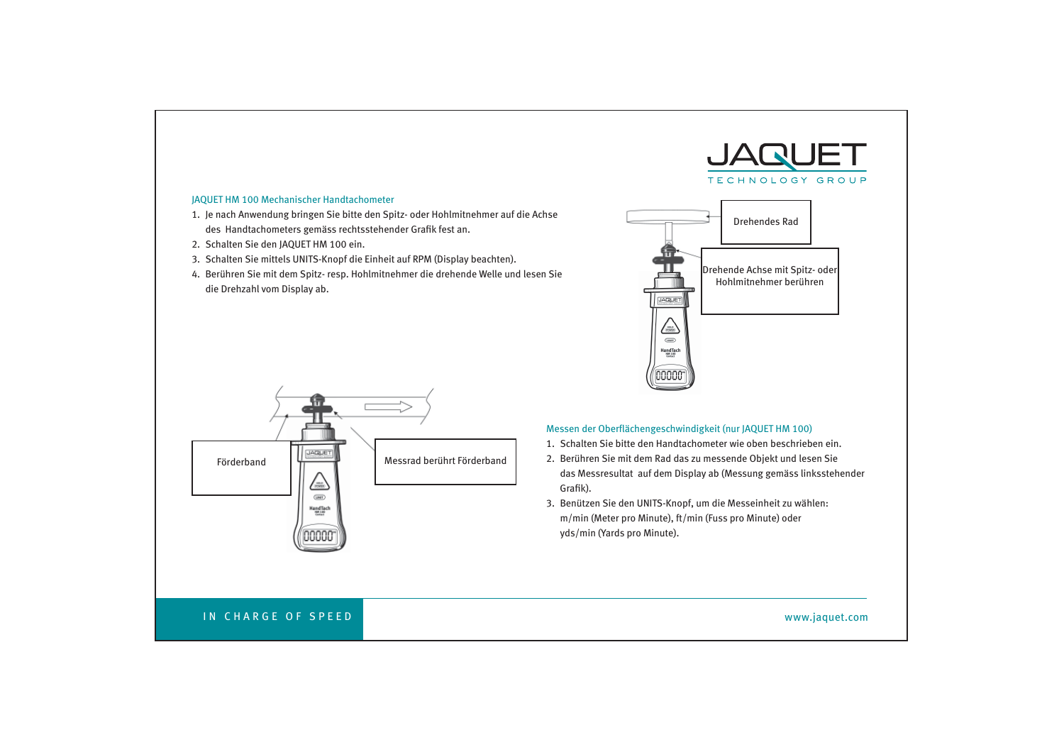## JAQUET HM 100 Mechanischer Handtachometer

1. Je nach Anwendung bringen Sie bitte den Spitz- oder Hohlmitnehmer auf die Achse des Handtachometers gemäss rechtsstehender Grafik fest an.
2. Schalten Sie den JAQUET HM 100 ein.
3. Schalten Sie mittels UNITS-Knopf die Einheit auf RPM (Display beachten).
4. Berühren Sie mit dem Spitz- resp. Hohlmitnehmer die drehende Welle und lesen Sie die Drehzahl vom Display ab.

Drehendes Rad

Drehende Achse mit Spitz- oder Hohlmitnehmer berühren

Förderband

Messrad berührt Förderband

## Messen der Oberflächengeschwindigkeit (nur JAQUET HM 100)

1. Schalten Sie bitte den Handtachometer wie oben beschrieben ein.
2. Berühren Sie mit dem Rad das zu messende Objekt und lesen Sie das Messresultat auf dem Display ab (Messung gemäss linksstehender Grafik).
3. Benützen Sie den UNITS-Knopf, um die Messeinheit zu wählen: m/min (Meter pro Minute), ft/min (Fuss pro Minute) oder yds/min (Yards pro Minute).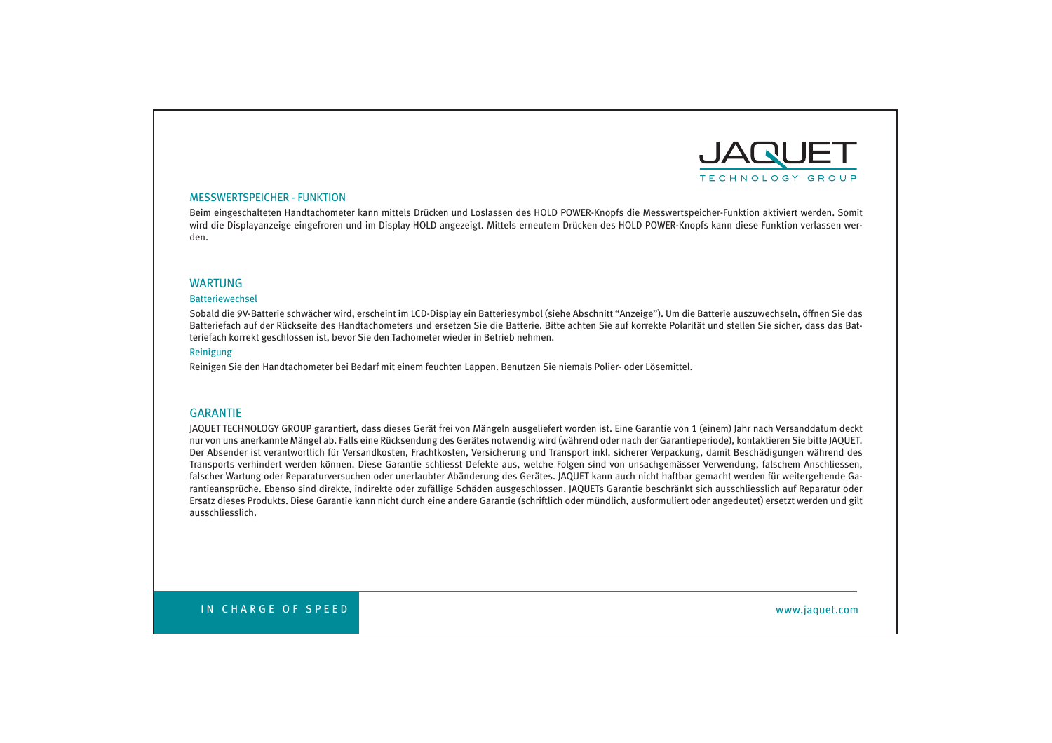## MESSWERTSPEICHER - FUNKTION

Beim eingeschalteten Handtachometer kann mittels Drücken und Loslassen des HOLD POWER-Knopfs die Messwertspeicher-Funktion aktiviert werden. Somit wird die Displayanzeige eingefroren und im Display HOLD angezeigt. Mittels erneutem Drücken des HOLD POWER-Knopfs kann diese Funktion verlassen werden.

## WARTUNG

### Batteriewechsel

Sobald die 9V-Batterie schwächer wird, erscheint im LCD-Display ein Batteriesymbol (siehe Abschnitt "Anzeige"). Um die Batterie auszuwechseln, öffnen Sie das Batteriefach auf der Rückseite des Handtachometers und ersetzen Sie die Batterie. Bitte achten Sie auf korrekte Polarität und stellen Sie sicher, dass das Batteriefach korrekt geschlossen ist, bevor Sie den Tachometer wieder in Betrieb nehmen.

### Reinigung

Reinigen Sie den Handtachometer bei Bedarf mit einem feuchten Lappen. Benutzen Sie niemals Polier- oder Lösemittel.

## GARANTIE

JAQUET TECHNOLOGY GROUP garantiert, dass dieses Gerät frei von Mängeln ausgeliefert worden ist. Eine Garantie von 1 (einem) Jahr nach Versanddatum deckt nur von uns anerkannte Mängel ab. Falls eine Rücksendung des Gerätes notwendig wird (während oder nach der Garantieperiode), kontaktieren Sie bitte JAQUET. Der Absender ist verantwortlich für Versandkosten, Frachtkosten, Versicherung und Transport inkl. sicherer Verpackung, damit Beschädigungen während des Transports verhindert werden können. Diese Garantie schliesst Defekte aus, welche Folgen sind von unsachgemässer Verwendung, falschem Anschliessen, falscher Wartung oder Reparaturversuchen oder unerlaubter Abänderung des Gerätes. JAQUET kann auch nicht haftbar gemacht werden für weitergehende Garantieansprüche. Ebenso sind direkte, indirekte oder zufällige Schäden ausgeschlossen. JAQUETs Garantie beschränkt sich ausschliesslich auf Reparatur oder Ersatz dieses Produkts. Diese Garantie kann nicht durch eine andere Garantie (schriftlich oder mündlich, ausformuliert oder angedeutet) ersetzt werden und gilt ausschliesslich.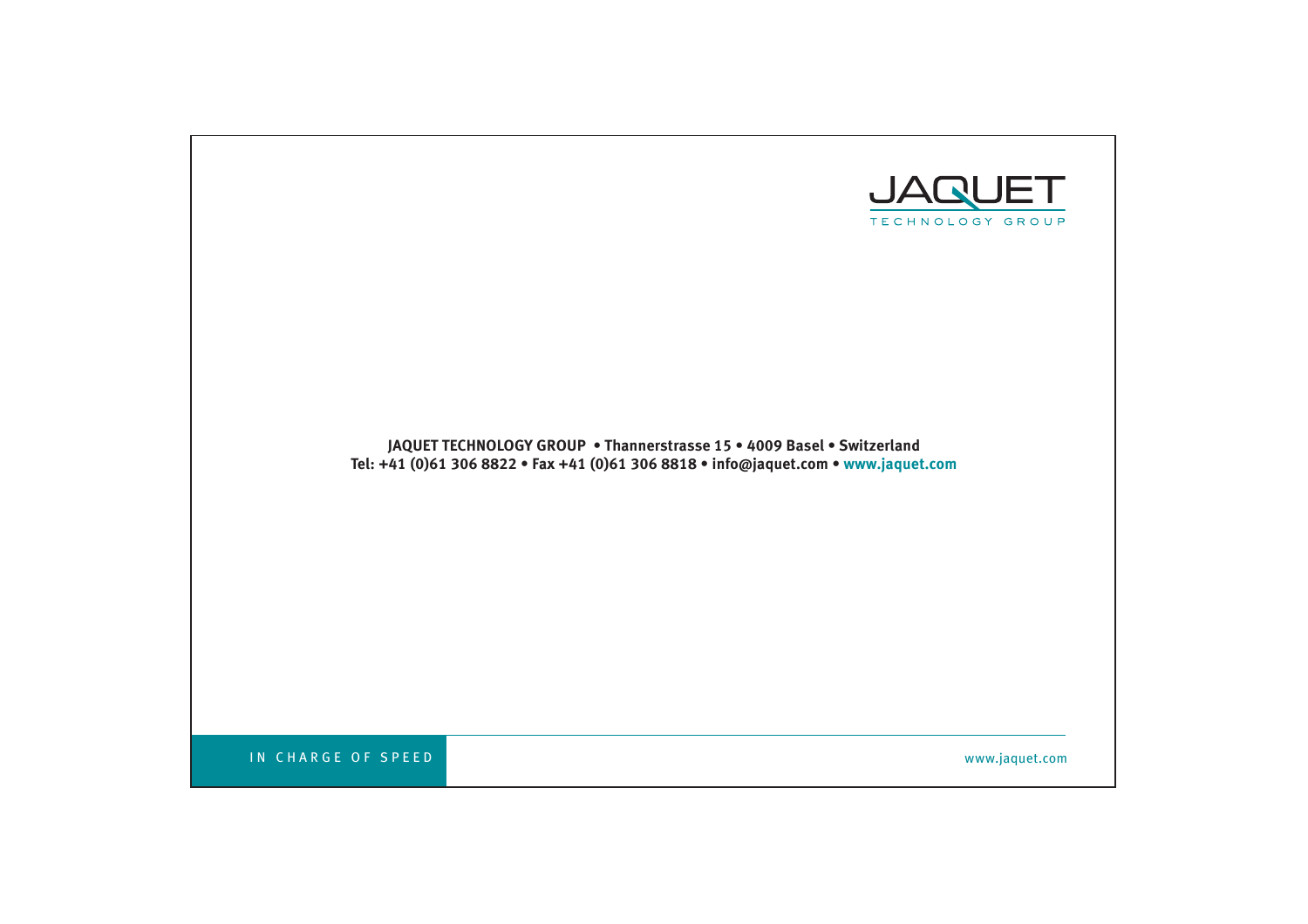JAQUET

TECHNOLOGY GROUP

**JAQUET TECHNOLOGY GROUP • Thannerstrasse 15 • 4009 Basel • Switzerland**
**Tel: +41 (0)61 306 8822 • Fax +41 (0)61 306 8818 • info@jaquet.com • www.jaquet.com**

IN CHARGE OF SPEED

www.jaquet.com